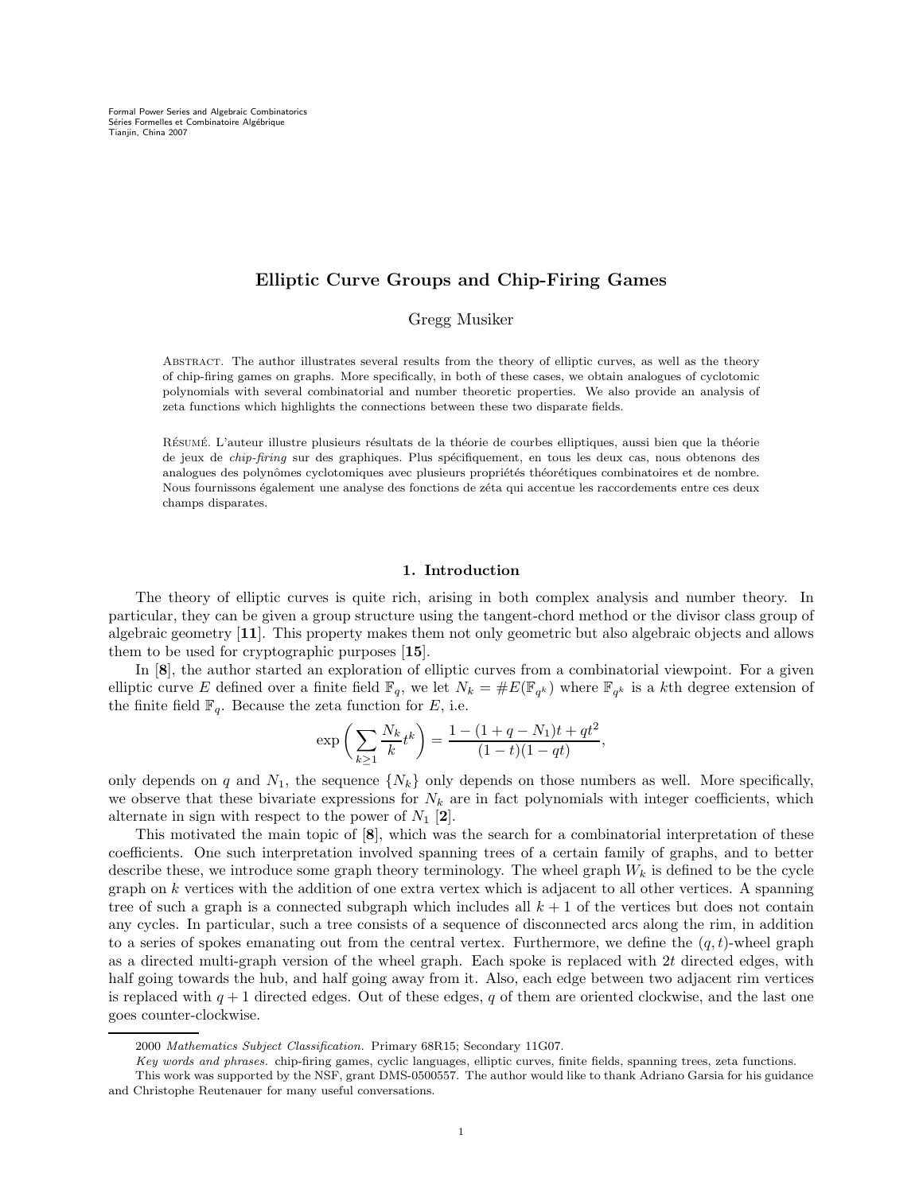Formal Power Series and Algebraic Combinatorics
Séries Formelles et Combinatoire Algébrique
Tianjin, China 2007

# Elliptic Curve Groups and Chip-Firing Games

Gregg Musiker

Abstract. The author illustrates several results from the theory of elliptic curves, as well as the theory of chip-firing games on graphs. More specifically, in both of these cases, we obtain analogues of cyclotomic polynomials with several combinatorial and number theoretic properties. We also provide an analysis of zeta functions which highlights the connections between these two disparate fields.

Résumé. L'auteur illustre plusieurs résultats de la théorie de courbes elliptiques, aussi bien que la théorie de jeux de *chip-firing* sur des graphiques. Plus spécifiquement, en tous les deux cas, nous obtenons des analogues des polynômes cyclotomiques avec plusieurs propriétés théorétiques combinatoires et de nombre. Nous fournissons également une analyse des fonctions de zéta qui accentue les raccordements entre ces deux champs disparates.

## 1. Introduction

The theory of elliptic curves is quite rich, arising in both complex analysis and number theory. In particular, they can be given a group structure using the tangent-chord method or the divisor class group of algebraic geometry [**11**]. This property makes them not only geometric but also algebraic objects and allows them to be used for cryptographic purposes [**15**].

In [**8**], the author started an exploration of elliptic curves from a combinatorial viewpoint. For a given elliptic curve $E$ defined over a finite field $\mathbb{F}_q$, we let $N_k = \#E(\mathbb{F}_{q^k})$ where $\mathbb{F}_{q^k}$ is a $k$th degree extension of the finite field $\mathbb{F}_q$. Because the zeta function for $E$, i.e.

$$\exp\left(\sum_{k\geq 1}\frac{N_k}{k}t^k\right) = \frac{1-(1+q-N_1)t+qt^2}{(1-t)(1-qt)},$$

only depends on $q$ and $N_1$, the sequence $\{N_k\}$ only depends on those numbers as well. More specifically, we observe that these bivariate expressions for $N_k$ are in fact polynomials with integer coefficients, which alternate in sign with respect to the power of $N_1$ [**2**].

This motivated the main topic of [**8**], which was the search for a combinatorial interpretation of these coefficients. One such interpretation involved spanning trees of a certain family of graphs, and to better describe these, we introduce some graph theory terminology. The wheel graph $W_k$ is defined to be the cycle graph on $k$ vertices with the addition of one extra vertex which is adjacent to all other vertices. A spanning tree of such a graph is a connected subgraph which includes all $k+1$ of the vertices but does not contain any cycles. In particular, such a tree consists of a sequence of disconnected arcs along the rim, in addition to a series of spokes emanating out from the central vertex. Furthermore, we define the $(q,t)$-wheel graph as a directed multi-graph version of the wheel graph. Each spoke is replaced with $2t$ directed edges, with half going towards the hub, and half going away from it. Also, each edge between two adjacent rim vertices is replaced with $q+1$ directed edges. Out of these edges, $q$ of them are oriented clockwise, and the last one goes counter-clockwise.

---

2000 *Mathematics Subject Classification.* Primary 68R15; Secondary 11G07.

*Key words and phrases.* chip-firing games, cyclic languages, elliptic curves, finite fields, spanning trees, zeta functions.

This work was supported by the NSF, grant DMS-0500557. The author would like to thank Adriano Garsia for his guidance and Christophe Reutenauer for many useful conversations.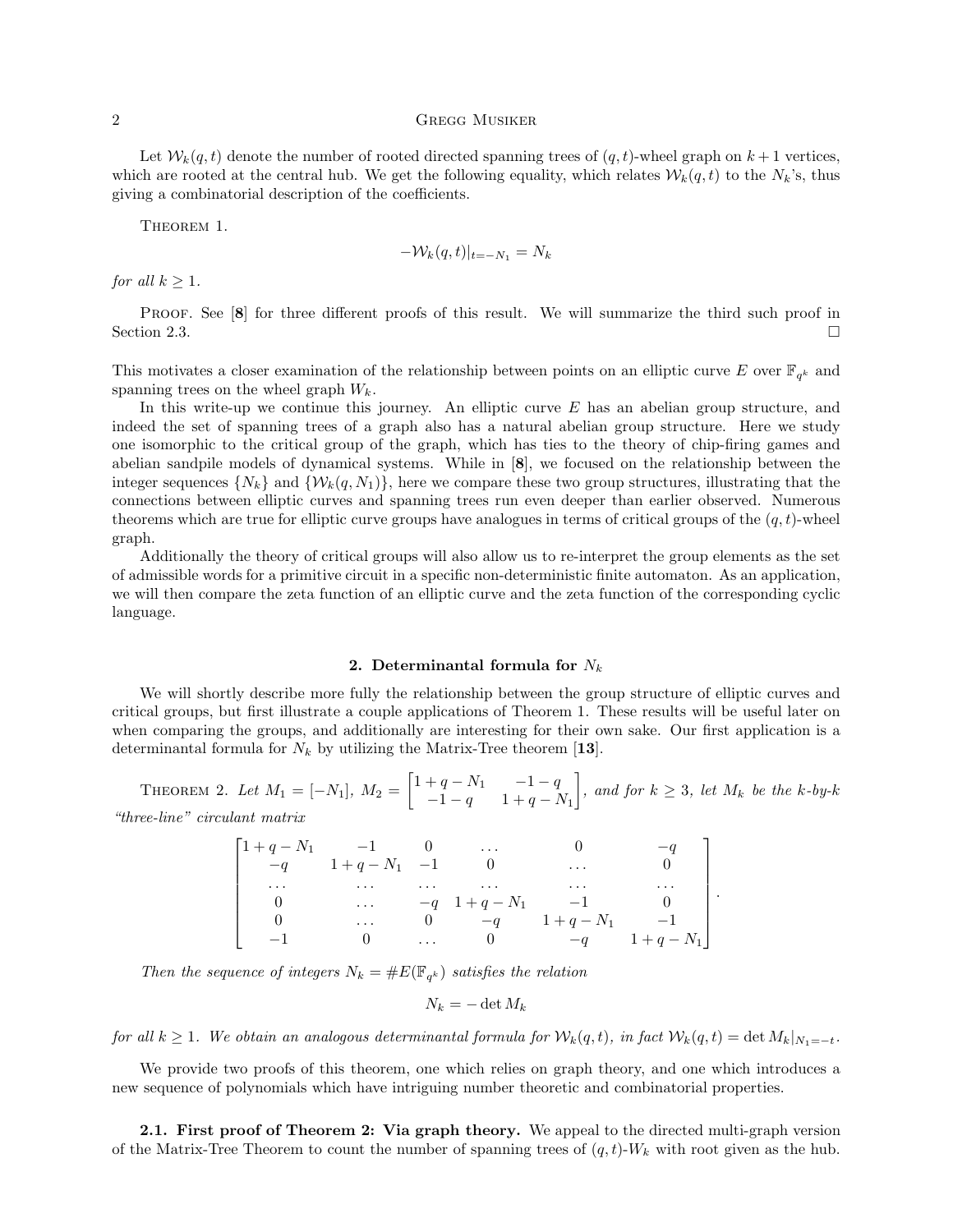Let $\mathcal{W}_k(q,t)$ denote the number of rooted directed spanning trees of $(q,t)$-wheel graph on $k+1$ vertices, which are rooted at the central hub. We get the following equality, which relates $\mathcal{W}_k(q,t)$ to the $N_k$'s, thus giving a combinatorial description of the coefficients.

Theorem 1.

$$-\mathcal{W}_k(q,t)|_{t=-N_1} = N_k$$

*for all $k \geq 1$.*

Proof. See [**8**] for three different proofs of this result. We will summarize the third such proof in Section 2.3. □

This motivates a closer examination of the relationship between points on an elliptic curve $E$ over $\mathbb{F}_{q^k}$ and spanning trees on the wheel graph $W_k$.

In this write-up we continue this journey. An elliptic curve $E$ has an abelian group structure, and indeed the set of spanning trees of a graph also has a natural abelian group structure. Here we study one isomorphic to the critical group of the graph, which has ties to the theory of chip-firing games and abelian sandpile models of dynamical systems. While in [**8**], we focused on the relationship between the integer sequences $\{N_k\}$ and $\{\mathcal{W}_k(q,N_1)\}$, here we compare these two group structures, illustrating that the connections between elliptic curves and spanning trees run even deeper than earlier observed. Numerous theorems which are true for elliptic curve groups have analogues in terms of critical groups of the $(q,t)$-wheel graph.

Additionally the theory of critical groups will also allow us to re-interpret the group elements as the set of admissible words for a primitive circuit in a specific non-deterministic finite automaton. As an application, we will then compare the zeta function of an elliptic curve and the zeta function of the corresponding cyclic language.

## 2. Determinantal formula for $N_k$

We will shortly describe more fully the relationship between the group structure of elliptic curves and critical groups, but first illustrate a couple applications of Theorem 1. These results will be useful later on when comparing the groups, and additionally are interesting for their own sake. Our first application is a determinantal formula for $N_k$ by utilizing the Matrix-Tree theorem [**13**].

Theorem 2. *Let $M_1 = [-N_1]$, $M_2 = \begin{bmatrix} 1+q-N_1 & -1-q \\ -1-q & 1+q-N_1 \end{bmatrix}$, and for $k \geq 3$, let $M_k$ be the $k$-by-$k$ "three-line" circulant matrix*

$$\begin{bmatrix} 1+q-N_1 & -1 & 0 & \dots & 0 & -q \\ -q & 1+q-N_1 & -1 & 0 & \dots & 0 \\ \dots & \dots & \dots & \dots & \dots & \dots \\ 0 & \dots & -q & 1+q-N_1 & -1 & 0 \\ 0 & \dots & 0 & -q & 1+q-N_1 & -1 \\ -1 & 0 & \dots & 0 & -q & 1+q-N_1 \end{bmatrix}.$$

*Then the sequence of integers $N_k = \#E(\mathbb{F}_{q^k})$ satisfies the relation*

$$N_k = -\det M_k$$

*for all $k \geq 1$. We obtain an analogous determinantal formula for $\mathcal{W}_k(q,t)$, in fact $\mathcal{W}_k(q,t) = \det M_k|_{N_1=-t}$.*

We provide two proofs of this theorem, one which relies on graph theory, and one which introduces a new sequence of polynomials which have intriguing number theoretic and combinatorial properties.

**2.1. First proof of Theorem 2: Via graph theory.** We appeal to the directed multi-graph version of the Matrix-Tree Theorem to count the number of spanning trees of $(q,t)$-$W_k$ with root given as the hub.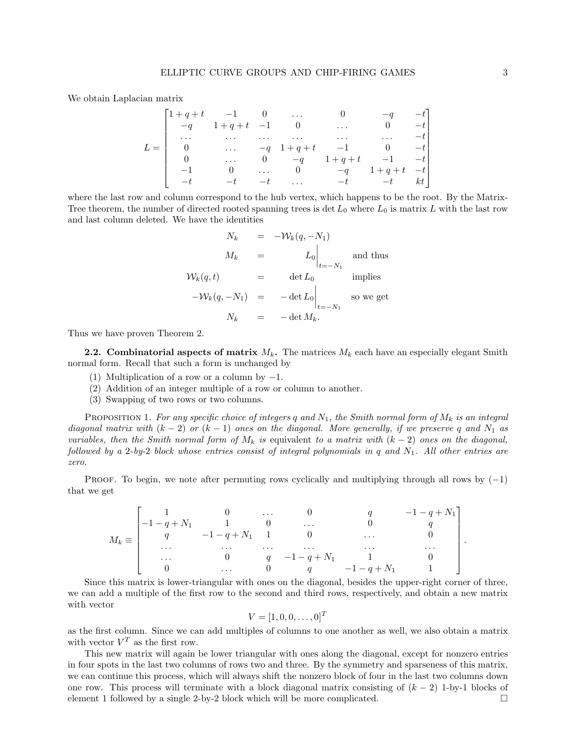We obtain Laplacian matrix

$$L = \begin{bmatrix} 1+q+t & -1 & 0 & \dots & 0 & -q & -t \\ -q & 1+q+t & -1 & 0 & \dots & 0 & -t \\ \dots & \dots & \dots & \dots & \dots & \dots & -t \\ 0 & \dots & -q & 1+q+t & -1 & 0 & -t \\ 0 & \dots & 0 & -q & 1+q+t & -1 & -t \\ -1 & 0 & \dots & 0 & -q & 1+q+t & -t \\ -t & -t & -t & \dots & -t & -t & kt \end{bmatrix}$$

where the last row and column correspond to the hub vertex, which happens to be the root. By the Matrix-Tree theorem, the number of directed rooted spanning trees is $\det L_0$ where $L_0$ is matrix $L$ with the last row and last column deleted. We have the identities

$$\begin{aligned} N_k &= -\mathcal{W}_k(q, -N_1) \\ M_k &= L_0\Big|_{t=-N_1} && \text{and thus} \\ \mathcal{W}_k(q,t) &= \det L_0 && \text{implies} \\ -\mathcal{W}_k(q, -N_1) &= -\det L_0\Big|_{t=-N_1} && \text{so we get} \\ N_k &= -\det M_k. \end{aligned}$$

Thus we have proven Theorem 2.

**2.2. Combinatorial aspects of matrix $M_k$.** The matrices $M_k$ each have an especially elegant Smith normal form. Recall that such a form is unchanged by

1. Multiplication of a row or a column by $-1$.
2. Addition of an integer multiple of a row or column to another.
3. Swapping of two rows or two columns.

PROPOSITION 1. *For any specific choice of integers $q$ and $N_1$, the Smith normal form of $M_k$ is an integral diagonal matrix with $(k-2)$ or $(k-1)$ ones on the diagonal. More generally, if we preserve $q$ and $N_1$ as variables, then the Smith normal form of $M_k$ is* equivalent *to a matrix with $(k-2)$ ones on the diagonal, followed by a 2-by-2 block whose entries consist of integral polynomials in $q$ and $N_1$. All other entries are zero.*

PROOF. To begin, we note after permuting rows cyclically and multiplying through all rows by $(-1)$ that we get

$$M_k \equiv \begin{bmatrix} 1 & 0 & \dots & 0 & q & -1-q+N_1 \\ -1-q+N_1 & 1 & 0 & \dots & 0 & q \\ q & -1-q+N_1 & 1 & 0 & \dots & 0 \\ \dots & \dots & \dots & \dots & \dots & \dots \\ \dots & 0 & q & -1-q+N_1 & 1 & 0 \\ 0 & \dots & 0 & q & -1-q+N_1 & 1 \end{bmatrix}.$$

Since this matrix is lower-triangular with ones on the diagonal, besides the upper-right corner of three, we can add a multiple of the first row to the second and third rows, respectively, and obtain a new matrix with vector

$$V = [1, 0, 0, \dots, 0]^T$$

as the first column. Since we can add multiples of columns to one another as well, we also obtain a matrix with vector $V^T$ as the first row.

This new matrix will again be lower triangular with ones along the diagonal, except for nonzero entries in four spots in the last two columns of rows two and three. By the symmetry and sparseness of this matrix, we can continue this process, which will always shift the nonzero block of four in the last two columns down one row. This process will terminate with a block diagonal matrix consisting of $(k-2)$ 1-by-1 blocks of element 1 followed by a single 2-by-2 block which will be more complicated. $\square$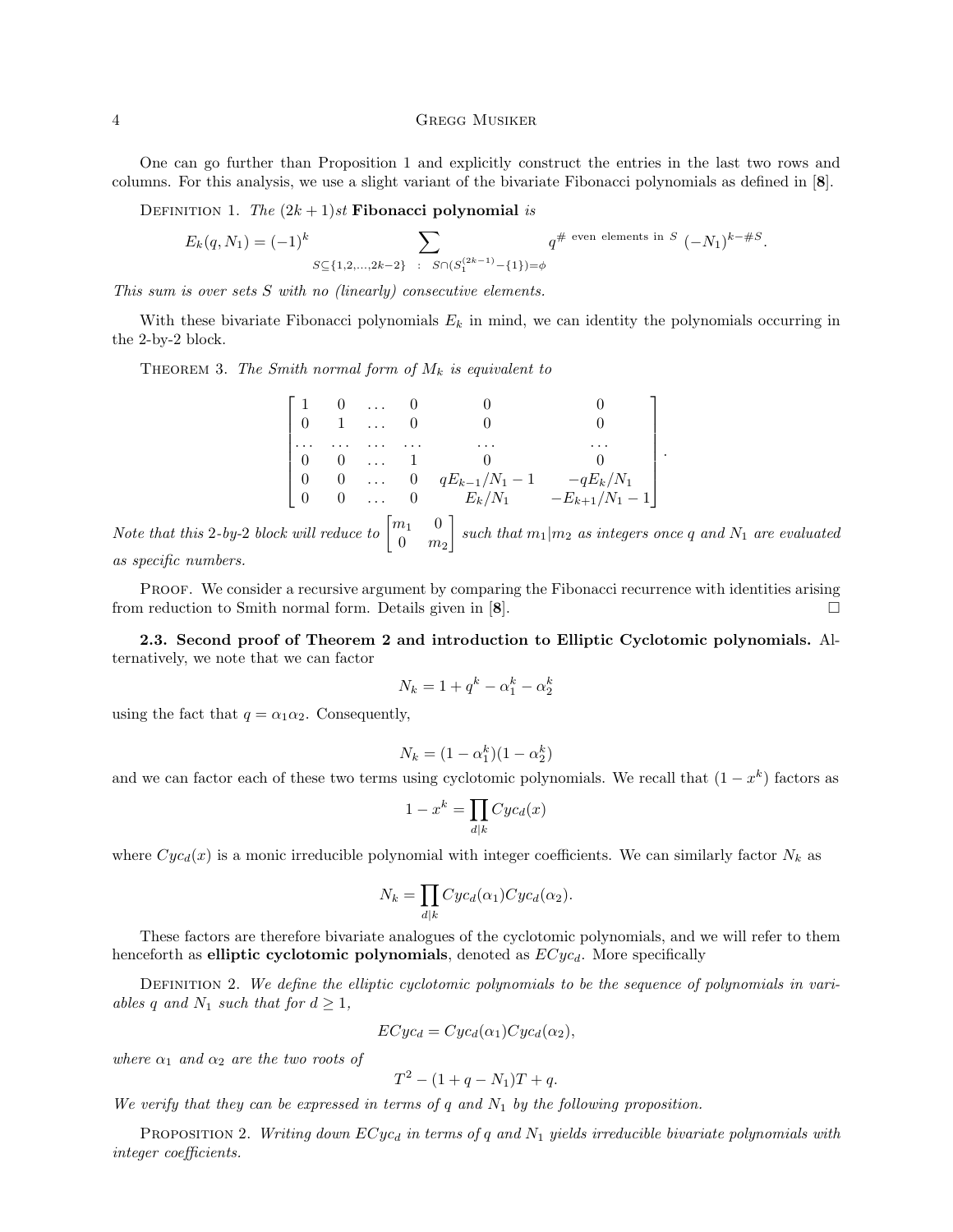One can go further than Proposition 1 and explicitly construct the entries in the last two rows and columns. For this analysis, we use a slight variant of the bivariate Fibonacci polynomials as defined in [**8**].

Definition 1. *The $(2k+1)st$* **Fibonacci polynomial** *is*

$$E_k(q, N_1) = (-1)^k \sum_{S \subseteq \{1,2,\ldots,2k-2\} \;:\; S \cap (S_1^{(2k-1)} - \{1\}) = \phi} q^{\#\text{ even elements in } S} (-N_1)^{k-\#S}.$$

*This sum is over sets $S$ with no (linearly) consecutive elements.*

With these bivariate Fibonacci polynomials $E_k$ in mind, we can identity the polynomials occurring in the 2-by-2 block.

Theorem 3. *The Smith normal form of $M_k$ is equivalent to*

$$\begin{bmatrix} 1 & 0 & \ldots & 0 & 0 & 0 \\ 0 & 1 & \ldots & 0 & 0 & 0 \\ \ldots & \ldots & \ldots & \ldots & \ldots & \ldots \\ 0 & 0 & \ldots & 1 & 0 & 0 \\ 0 & 0 & \ldots & 0 & qE_{k-1}/N_1 - 1 & -qE_k/N_1 \\ 0 & 0 & \ldots & 0 & E_k/N_1 & -E_{k+1}/N_1 - 1 \end{bmatrix}.$$

*Note that this 2-by-2 block will reduce to $\begin{bmatrix} m_1 & 0 \\ 0 & m_2 \end{bmatrix}$ such that $m_1 | m_2$ as integers once $q$ and $N_1$ are evaluated as specific numbers.*

Proof. We consider a recursive argument by comparing the Fibonacci recurrence with identities arising from reduction to Smith normal form. Details given in [**8**]. □

**2.3. Second proof of Theorem 2 and introduction to Elliptic Cyclotomic polynomials.** Alternatively, we note that we can factor

$$N_k = 1 + q^k - \alpha_1^k - \alpha_2^k$$

using the fact that $q = \alpha_1 \alpha_2$. Consequently,

$$N_k = (1 - \alpha_1^k)(1 - \alpha_2^k)$$

and we can factor each of these two terms using cyclotomic polynomials. We recall that $(1 - x^k)$ factors as

$$1 - x^k = \prod_{d|k} Cyc_d(x)$$

where $Cyc_d(x)$ is a monic irreducible polynomial with integer coefficients. We can similarly factor $N_k$ as

$$N_k = \prod_{d|k} Cyc_d(\alpha_1) Cyc_d(\alpha_2).$$

These factors are therefore bivariate analogues of the cyclotomic polynomials, and we will refer to them henceforth as **elliptic cyclotomic polynomials**, denoted as $ECyc_d$. More specifically

Definition 2. *We define the elliptic cyclotomic polynomials to be the sequence of polynomials in variables $q$ and $N_1$ such that for $d \geq 1$,*

$$ECyc_d = Cyc_d(\alpha_1) Cyc_d(\alpha_2),$$

*where $\alpha_1$ and $\alpha_2$ are the two roots of*

$$T^2 - (1 + q - N_1)T + q.$$

*We verify that they can be expressed in terms of $q$ and $N_1$ by the following proposition.*

Proposition 2. *Writing down $ECyc_d$ in terms of $q$ and $N_1$ yields irreducible bivariate polynomials with integer coefficients.*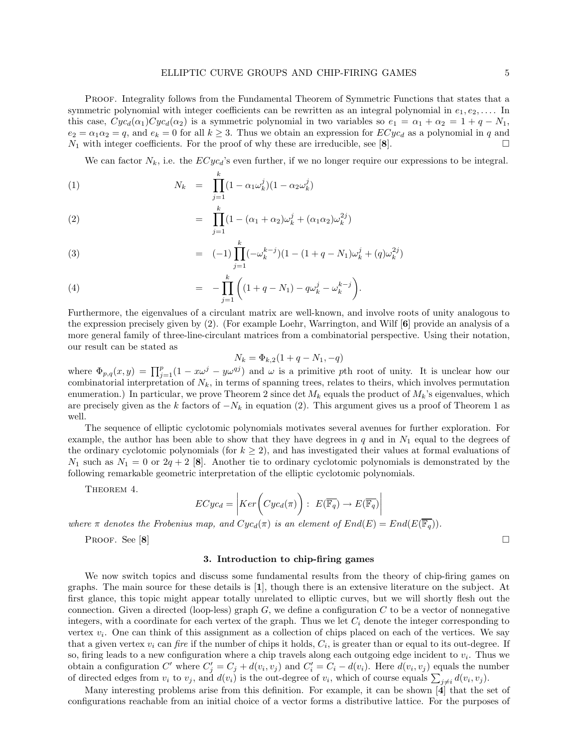PROOF. Integrality follows from the Fundamental Theorem of Symmetric Functions that states that a symmetric polynomial with integer coefficients can be rewritten as an integral polynomial in $e_1, e_2, \ldots$. In this case, $Cyc_d(\alpha_1)Cyc_d(\alpha_2)$ is a symmetric polynomial in two variables so $e_1 = \alpha_1 + \alpha_2 = 1 + q - N_1$, $e_2 = \alpha_1\alpha_2 = q$, and $e_k = 0$ for all $k \geq 3$. Thus we obtain an expression for $ECyc_d$ as a polynomial in $q$ and $N_1$ with integer coefficients. For the proof of why these are irreducible, see [**8**]. □

We can factor $N_k$, i.e. the $ECyc_d$'s even further, if we no longer require our expressions to be integral.

$$
\begin{aligned}
(1) \qquad N_k &= \prod_{j=1}^{k}(1 - \alpha_1\omega_k^j)(1 - \alpha_2\omega_k^j) \\
(2) \qquad &= \prod_{j=1}^{k}(1 - (\alpha_1 + \alpha_2)\omega_k^j + (\alpha_1\alpha_2)\omega_k^{2j}) \\
(3) \qquad &= (-1)\prod_{j=1}^{k}(-\omega_k^{k-j})(1 - (1 + q - N_1)\omega_k^j + (q)\omega_k^{2j}) \\
(4) \qquad &= -\prod_{j=1}^{k}\bigg((1 + q - N_1) - q\omega_k^j - \omega_k^{k-j}\bigg).
\end{aligned}
$$

Furthermore, the eigenvalues of a circulant matrix are well-known, and involve roots of unity analogous to the expression precisely given by (2). (For example Loehr, Warrington, and Wilf [**6**] provide an analysis of a more general family of three-line-circulant matrices from a combinatorial perspective. Using their notation, our result can be stated as

$$N_k = \Phi_{k,2}(1 + q - N_1, -q)$$

where $\Phi_{p,q}(x, y) = \prod_{j=1}^{p}(1 - x\omega^j - y\omega^{qj})$ and $\omega$ is a primitive $p$th root of unity. It is unclear how our combinatorial interpretation of $N_k$, in terms of spanning trees, relates to theirs, which involves permutation enumeration.) In particular, we prove Theorem 2 since $\det M_k$ equals the product of $M_k$'s eigenvalues, which are precisely given as the $k$ factors of $-N_k$ in equation (2). This argument gives us a proof of Theorem 1 as well.

The sequence of elliptic cyclotomic polynomials motivates several avenues for further exploration. For example, the author has been able to show that they have degrees in $q$ and in $N_1$ equal to the degrees of the ordinary cyclotomic polynomials (for $k \geq 2$), and has investigated their values at formal evaluations of $N_1$ such as $N_1 = 0$ or $2q + 2$ [**8**]. Another tie to ordinary cyclotomic polynomials is demonstrated by the following remarkable geometric interpretation of the elliptic cyclotomic polynomials.

THEOREM 4.

$$ECyc_d = \left| Ker\bigg(Cyc_d(\pi)\bigg) : \; E(\overline{\mathbb{F}_q}) \to E(\overline{\mathbb{F}_q}) \right|$$

*where $\pi$ denotes the Frobenius map, and $Cyc_d(\pi)$ is an element of $End(E) = End(E(\overline{\mathbb{F}_q}))$.*

PROOF. See [**8**] □

## 3. Introduction to chip-firing games

We now switch topics and discuss some fundamental results from the theory of chip-firing games on graphs. The main source for these details is [**1**], though there is an extensive literature on the subject. At first glance, this topic might appear totally unrelated to elliptic curves, but we will shortly flesh out the connection. Given a directed (loop-less) graph $G$, we define a configuration $C$ to be a vector of nonnegative integers, with a coordinate for each vertex of the graph. Thus we let $C_i$ denote the integer corresponding to vertex $v_i$. One can think of this assignment as a collection of chips placed on each of the vertices. We say that a given vertex $v_i$ can *fire* if the number of chips it holds, $C_i$, is greater than or equal to its out-degree. If so, firing leads to a new configuration where a chip travels along each outgoing edge incident to $v_i$. Thus we obtain a configuration $C'$ where $C'_j = C_j + d(v_i, v_j)$ and $C'_i = C_i - d(v_i)$. Here $d(v_i, v_j)$ equals the number of directed edges from $v_i$ to $v_j$, and $d(v_i)$ is the out-degree of $v_i$, which of course equals $\sum_{j \neq i} d(v_i, v_j)$.

Many interesting problems arise from this definition. For example, it can be shown [**4**] that the set of configurations reachable from an initial choice of a vector forms a distributive lattice. For the purposes of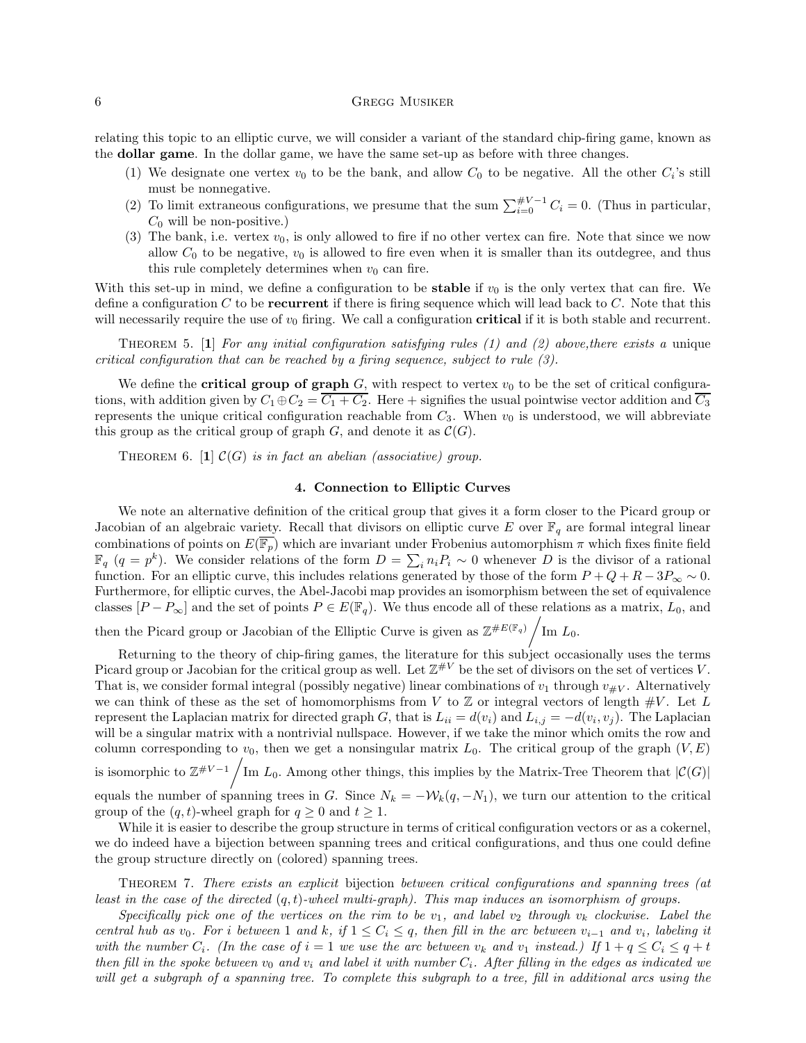relating this topic to an elliptic curve, we will consider a variant of the standard chip-firing game, known as the **dollar game**. In the dollar game, we have the same set-up as before with three changes.

1. We designate one vertex $v_0$ to be the bank, and allow $C_0$ to be negative. All the other $C_i$'s still must be nonnegative.
2. To limit extraneous configurations, we presume that the sum $\sum_{i=0}^{\#V-1} C_i = 0$. (Thus in particular, $C_0$ will be non-positive.)
3. The bank, i.e. vertex $v_0$, is only allowed to fire if no other vertex can fire. Note that since we now allow $C_0$ to be negative, $v_0$ is allowed to fire even when it is smaller than its outdegree, and thus this rule completely determines when $v_0$ can fire.

With this set-up in mind, we define a configuration to be **stable** if $v_0$ is the only vertex that can fire. We define a configuration $C$ to be **recurrent** if there is firing sequence which will lead back to $C$. Note that this will necessarily require the use of $v_0$ firing. We call a configuration **critical** if it is both stable and recurrent.

Theorem 5. [**1**] *For any initial configuration satisfying rules (1) and (2) above,there exists a* unique *critical configuration that can be reached by a firing sequence, subject to rule (3).*

We define the **critical group of graph** $G$, with respect to vertex $v_0$ to be the set of critical configurations, with addition given by $C_1 \oplus C_2 = \overline{C_1 + C_2}$. Here $+$ signifies the usual pointwise vector addition and $\overline{C_3}$ represents the unique critical configuration reachable from $C_3$. When $v_0$ is understood, we will abbreviate this group as the critical group of graph $G$, and denote it as $\mathcal{C}(G)$.

Theorem 6. [**1**] *$\mathcal{C}(G)$ is in fact an abelian (associative) group.*

## 4. Connection to Elliptic Curves

We note an alternative definition of the critical group that gives it a form closer to the Picard group or Jacobian of an algebraic variety. Recall that divisors on elliptic curve $E$ over $\mathbb{F}_q$ are formal integral linear combinations of points on $E(\overline{\mathbb{F}_p})$ which are invariant under Frobenius automorphism $\pi$ which fixes finite field $\mathbb{F}_q$ ($q = p^k$). We consider relations of the form $D = \sum_i n_i P_i \sim 0$ whenever $D$ is the divisor of a rational function. For an elliptic curve, this includes relations generated by those of the form $P + Q + R - 3P_\infty \sim 0$. Furthermore, for elliptic curves, the Abel-Jacobi map provides an isomorphism between the set of equivalence classes $[P - P_\infty]$ and the set of points $P \in E(\mathbb{F}_q)$. We thus encode all of these relations as a matrix, $L_0$, and then the Picard group or Jacobian of the Elliptic Curve is given as $\mathbb{Z}^{\#E(\mathbb{F}_q)} \Big/ \text{Im } L_0$.

Returning to the theory of chip-firing games, the literature for this subject occasionally uses the terms Picard group or Jacobian for the critical group as well. Let $\mathbb{Z}^{\#V}$ be the set of divisors on the set of vertices $V$. That is, we consider formal integral (possibly negative) linear combinations of $v_1$ through $v_{\#V}$. Alternatively we can think of these as the set of homomorphisms from $V$ to $\mathbb{Z}$ or integral vectors of length $\#V$. Let $L$ represent the Laplacian matrix for directed graph $G$, that is $L_{ii} = d(v_i)$ and $L_{i,j} = -d(v_i, v_j)$. The Laplacian will be a singular matrix with a nontrivial nullspace. However, if we take the minor which omits the row and column corresponding to $v_0$, then we get a nonsingular matrix $L_0$. The critical group of the graph $(V, E)$ is isomorphic to $\mathbb{Z}^{\#V-1} \Big/ \text{Im } L_0$. Among other things, this implies by the Matrix-Tree Theorem that $|\mathcal{C}(G)|$ equals the number of spanning trees in $G$. Since $N_k = -\mathcal{W}_k(q, -N_1)$, we turn our attention to the critical group of the $(q,t)$-wheel graph for $q \geq 0$ and $t \geq 1$.

While it is easier to describe the group structure in terms of critical configuration vectors or as a cokernel, we do indeed have a bijection between spanning trees and critical configurations, and thus one could define the group structure directly on (colored) spanning trees.

Theorem 7. *There exists an explicit* bijection *between critical configurations and spanning trees (at least in the case of the directed $(q,t)$-wheel multi-graph). This map induces an isomorphism of groups.*

*Specifically pick one of the vertices on the rim to be $v_1$, and label $v_2$ through $v_k$ clockwise. Label the central hub as $v_0$. For $i$ between 1 and $k$, if $1 \leq C_i \leq q$, then fill in the arc between $v_{i-1}$ and $v_i$, labeling it with the number $C_i$. (In the case of $i = 1$ we use the arc between $v_k$ and $v_1$ instead.) If $1 + q \leq C_i \leq q + t$ then fill in the spoke between $v_0$ and $v_i$ and label it with number $C_i$. After filling in the edges as indicated we will get a subgraph of a spanning tree. To complete this subgraph to a tree, fill in additional arcs using the*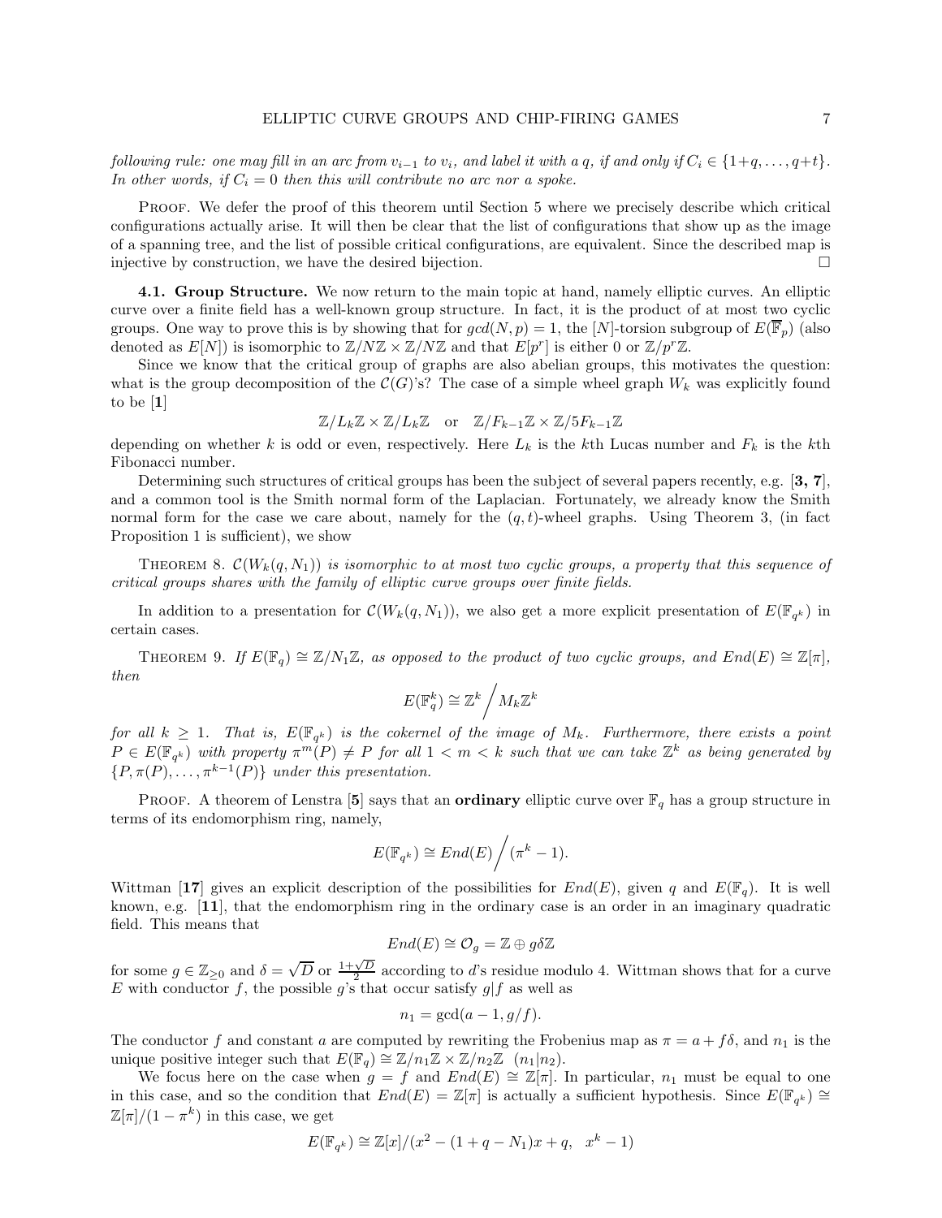*following rule: one may fill in an arc from $v_{i-1}$ to $v_i$, and label it with a $q$, if and only if $C_i \in \{1+q, \ldots, q+t\}$. In other words, if $C_i = 0$ then this will contribute no arc nor a spoke.*

Proof. We defer the proof of this theorem until Section 5 where we precisely describe which critical configurations actually arise. It will then be clear that the list of configurations that show up as the image of a spanning tree, and the list of possible critical configurations, are equivalent. Since the described map is injective by construction, we have the desired bijection. □

**4.1. Group Structure.** We now return to the main topic at hand, namely elliptic curves. An elliptic curve over a finite field has a well-known group structure. In fact, it is the product of at most two cyclic groups. One way to prove this is by showing that for $gcd(N, p) = 1$, the $[N]$-torsion subgroup of $E(\overline{\mathbb{F}}_p)$ (also denoted as $E[N]$) is isomorphic to $\mathbb{Z}/N\mathbb{Z} \times \mathbb{Z}/N\mathbb{Z}$ and that $E[p^r]$ is either 0 or $\mathbb{Z}/p^r\mathbb{Z}$.

Since we know that the critical group of graphs are also abelian groups, this motivates the question: what is the group decomposition of the $\mathcal{C}(G)$'s? The case of a simple wheel graph $W_k$ was explicitly found to be [**1**]

$$\mathbb{Z}/L_k\mathbb{Z} \times \mathbb{Z}/L_k\mathbb{Z} \quad \text{or} \quad \mathbb{Z}/F_{k-1}\mathbb{Z} \times \mathbb{Z}/5F_{k-1}\mathbb{Z}$$

depending on whether $k$ is odd or even, respectively. Here $L_k$ is the $k$th Lucas number and $F_k$ is the $k$th Fibonacci number.

Determining such structures of critical groups has been the subject of several papers recently, e.g. [**3, 7**], and a common tool is the Smith normal form of the Laplacian. Fortunately, we already know the Smith normal form for the case we care about, namely for the $(q, t)$-wheel graphs. Using Theorem 3, (in fact Proposition 1 is sufficient), we show

Theorem 8. *$\mathcal{C}(W_k(q, N_1))$ is isomorphic to at most two cyclic groups, a property that this sequence of critical groups shares with the family of elliptic curve groups over finite fields.*

In addition to a presentation for $\mathcal{C}(W_k(q, N_1))$, we also get a more explicit presentation of $E(\mathbb{F}_{q^k})$ in certain cases.

Theorem 9. *If $E(\mathbb{F}_q) \cong \mathbb{Z}/N_1\mathbb{Z}$, as opposed to the product of two cyclic groups, and $End(E) \cong \mathbb{Z}[\pi]$, then*

$$E(\mathbb{F}_q^k) \cong \mathbb{Z}^k \Big/ M_k\mathbb{Z}^k$$

*for all $k \geq 1$. That is, $E(\mathbb{F}_{q^k})$ is the cokernel of the image of $M_k$. Furthermore, there exists a point $P \in E(\mathbb{F}_{q^k})$ with property $\pi^m(P) \neq P$ for all $1 < m < k$ such that we can take $\mathbb{Z}^k$ as being generated by $\{P, \pi(P), \ldots, \pi^{k-1}(P)\}$ under this presentation.*

Proof. A theorem of Lenstra [**5**] says that an **ordinary** elliptic curve over $\mathbb{F}_q$ has a group structure in terms of its endomorphism ring, namely,

$$E(\mathbb{F}_{q^k}) \cong End(E) \Big/ (\pi^k - 1).$$

Wittman [**17**] gives an explicit description of the possibilities for $End(E)$, given $q$ and $E(\mathbb{F}_q)$. It is well known, e.g. [**11**], that the endomorphism ring in the ordinary case is an order in an imaginary quadratic field. This means that

$$End(E) \cong \mathcal{O}_g = \mathbb{Z} \oplus g\delta\mathbb{Z}$$

for some $g \in \mathbb{Z}_{\geq 0}$ and $\delta = \sqrt{D}$ or $\frac{1+\sqrt{D}}{2}$ according to $d$'s residue modulo 4. Wittman shows that for a curve $E$ with conductor $f$, the possible $g$'s that occur satisfy $g|f$ as well as

$$n_1 = \gcd(a - 1, g/f).$$

The conductor $f$ and constant $a$ are computed by rewriting the Frobenius map as $\pi = a + f\delta$, and $n_1$ is the unique positive integer such that $E(\mathbb{F}_q) \cong \mathbb{Z}/n_1\mathbb{Z} \times \mathbb{Z}/n_2\mathbb{Z}$ $(n_1|n_2)$.

We focus here on the case when $g = f$ and $End(E) \cong \mathbb{Z}[\pi]$. In particular, $n_1$ must be equal to one in this case, and so the condition that $End(E) = \mathbb{Z}[\pi]$ is actually a sufficient hypothesis. Since $E(\mathbb{F}_{q^k}) \cong \mathbb{Z}[\pi]/(1 - \pi^k)$ in this case, we get

$$E(\mathbb{F}_{q^k}) \cong \mathbb{Z}[x]/(x^2 - (1 + q - N_1)x + q, \quad x^k - 1)$$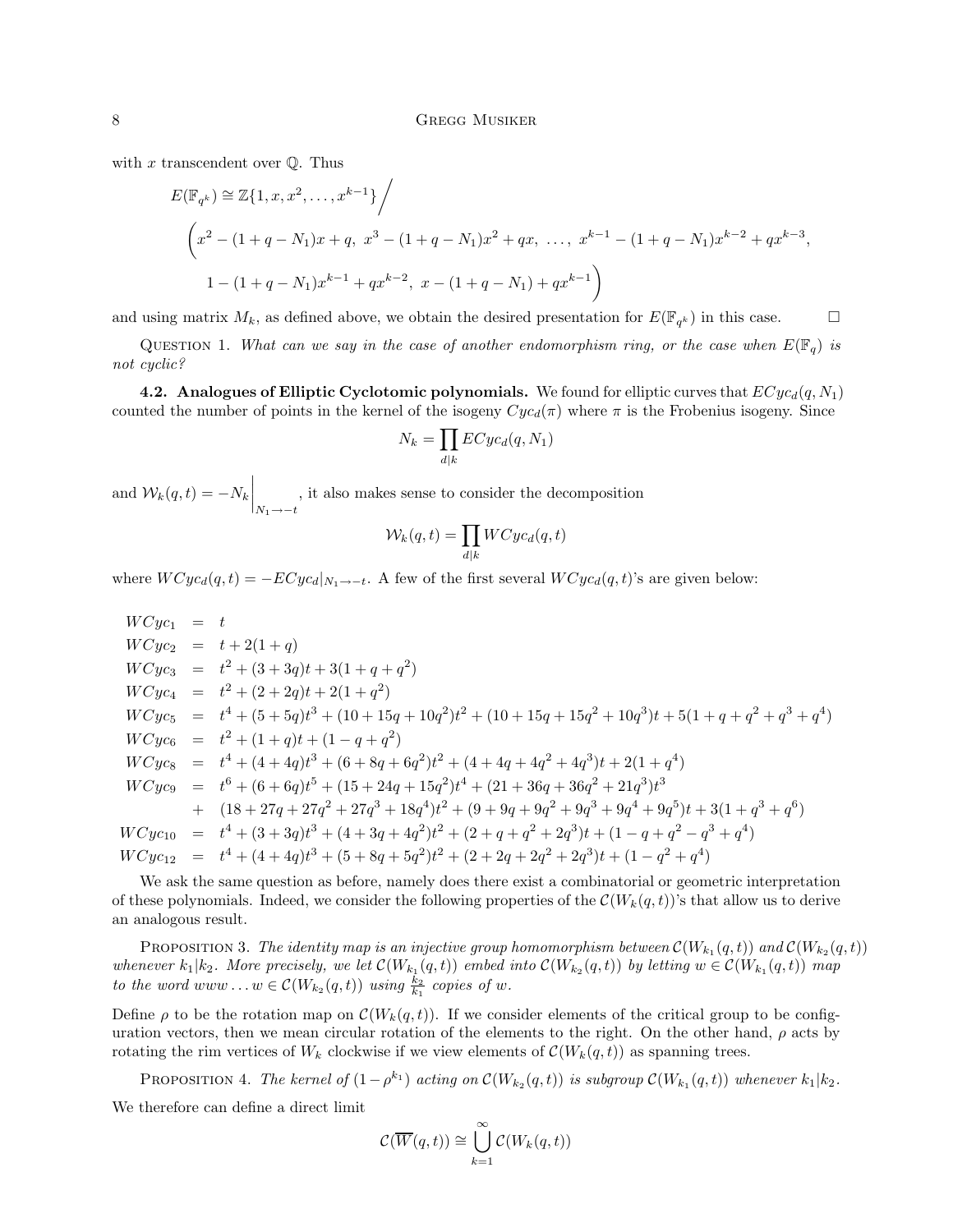with $x$ transcendent over $\mathbb{Q}$. Thus

$$E(\mathbb{F}_{q^k}) \cong \mathbb{Z}\{1, x, x^2, \ldots, x^{k-1}\} \Big/ \Big(x^2 - (1+q-N_1)x + q,\ x^3 - (1+q-N_1)x^2 + qx,\ \ldots,\ x^{k-1} - (1+q-N_1)x^{k-2} + qx^{k-3},$$
$$1 - (1+q-N_1)x^{k-1} + qx^{k-2},\ x - (1+q-N_1) + qx^{k-1}\Big)$$

and using matrix $M_k$, as defined above, we obtain the desired presentation for $E(\mathbb{F}_{q^k})$ in this case. □

Question 1. *What can we say in the case of another endomorphism ring, or the case when $E(\mathbb{F}_q)$ is not cyclic?*

**4.2. Analogues of Elliptic Cyclotomic polynomials.** We found for elliptic curves that $ECyc_d(q, N_1)$ counted the number of points in the kernel of the isogeny $Cyc_d(\pi)$ where $\pi$ is the Frobenius isogeny. Since

$$N_k = \prod_{d|k} ECyc_d(q, N_1)$$

and $\mathcal{W}_k(q,t) = -N_k\Big|_{N_1 \to -t}$, it also makes sense to consider the decomposition

$$\mathcal{W}_k(q,t) = \prod_{d|k} WCyc_d(q,t)$$

where $WCyc_d(q,t) = -ECyc_d|_{N_1 \to -t}$. A few of the first several $WCyc_d(q,t)$'s are given below:

$$\begin{aligned}
WCyc_1 &= t \\
WCyc_2 &= t + 2(1+q) \\
WCyc_3 &= t^2 + (3+3q)t + 3(1+q+q^2) \\
WCyc_4 &= t^2 + (2+2q)t + 2(1+q^2) \\
WCyc_5 &= t^4 + (5+5q)t^3 + (10+15q+10q^2)t^2 + (10+15q+15q^2+10q^3)t + 5(1+q+q^2+q^3+q^4) \\
WCyc_6 &= t^2 + (1+q)t + (1-q+q^2) \\
WCyc_8 &= t^4 + (4+4q)t^3 + (6+8q+6q^2)t^2 + (4+4q+4q^2+4q^3)t + 2(1+q^4) \\
WCyc_9 &= t^6 + (6+6q)t^5 + (15+24q+15q^2)t^4 + (21+36q+36q^2+21q^3)t^3 \\
&+ (18+27q+27q^2+27q^3+18q^4)t^2 + (9+9q+9q^2+9q^3+9q^4+9q^5)t + 3(1+q^3+q^6) \\
WCyc_{10} &= t^4 + (3+3q)t^3 + (4+3q+4q^2)t^2 + (2+q+q^2+2q^3)t + (1-q+q^2-q^3+q^4) \\
WCyc_{12} &= t^4 + (4+4q)t^3 + (5+8q+5q^2)t^2 + (2+2q+2q^2+2q^3)t + (1-q^2+q^4)
\end{aligned}$$

We ask the same question as before, namely does there exist a combinatorial or geometric interpretation of these polynomials. Indeed, we consider the following properties of the $\mathcal{C}(W_k(q,t))$'s that allow us to derive an analogous result.

Proposition 3. *The identity map is an injective group homomorphism between $\mathcal{C}(W_{k_1}(q,t))$ and $\mathcal{C}(W_{k_2}(q,t))$ whenever $k_1 | k_2$. More precisely, we let $\mathcal{C}(W_{k_1}(q,t))$ embed into $\mathcal{C}(W_{k_2}(q,t))$ by letting $w \in \mathcal{C}(W_{k_1}(q,t))$ map to the word $www\ldots w \in \mathcal{C}(W_{k_2}(q,t))$ using $\frac{k_2}{k_1}$ copies of $w$.*

Define $\rho$ to be the rotation map on $\mathcal{C}(W_k(q,t))$. If we consider elements of the critical group to be configuration vectors, then we mean circular rotation of the elements to the right. On the other hand, $\rho$ acts by rotating the rim vertices of $W_k$ clockwise if we view elements of $\mathcal{C}(W_k(q,t))$ as spanning trees.

Proposition 4. *The kernel of $(1-\rho^{k_1})$ acting on $\mathcal{C}(W_{k_2}(q,t))$ is subgroup $\mathcal{C}(W_{k_1}(q,t))$ whenever $k_1 | k_2$.*

We therefore can define a direct limit

$$\mathcal{C}(\overline{W}(q,t)) \cong \bigcup_{k=1}^{\infty} \mathcal{C}(W_k(q,t))$$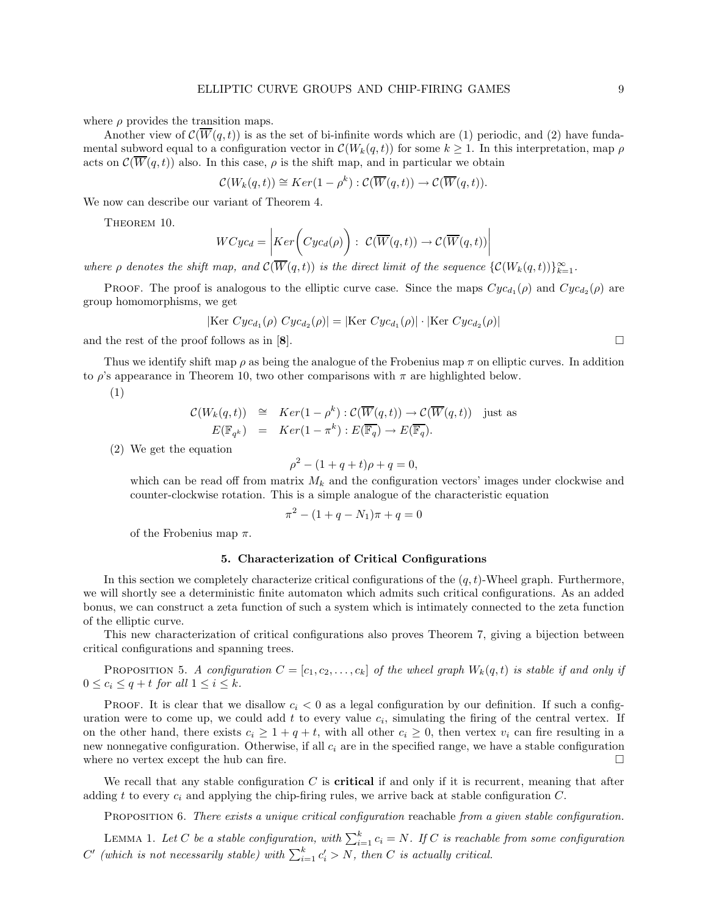where $\rho$ provides the transition maps.

Another view of $\mathcal{C}(\overline{W}(q,t))$ is as the set of bi-infinite words which are (1) periodic, and (2) have fundamental subword equal to a configuration vector in $\mathcal{C}(W_k(q,t))$ for some $k \geq 1$. In this interpretation, map $\rho$ acts on $\mathcal{C}(\overline{W}(q,t))$ also. In this case, $\rho$ is the shift map, and in particular we obtain

$$\mathcal{C}(W_k(q,t)) \cong Ker(1-\rho^k) : \mathcal{C}(\overline{W}(q,t)) \to \mathcal{C}(\overline{W}(q,t)).$$

We now can describe our variant of Theorem 4.

Theorem 10.

$$WCyc_d = \left| Ker\bigg( Cyc_d(\rho)\bigg) : \ \mathcal{C}(\overline{W}(q,t)) \to \mathcal{C}(\overline{W}(q,t)) \right|$$

*where $\rho$ denotes the shift map, and $\mathcal{C}(\overline{W}(q,t))$ is the direct limit of the sequence $\{\mathcal{C}(W_k(q,t))\}_{k=1}^{\infty}$.*

Proof. The proof is analogous to the elliptic curve case. Since the maps $Cyc_{d_1}(\rho)$ and $Cyc_{d_2}(\rho)$ are group homomorphisms, we get

$$|\text{Ker } Cyc_{d_1}(\rho)\ Cyc_{d_2}(\rho)| = |\text{Ker } Cyc_{d_1}(\rho)| \cdot |\text{Ker } Cyc_{d_2}(\rho)|$$

and the rest of the proof follows as in [**8**]. $\square$

Thus we identify shift map $\rho$ as being the analogue of the Frobenius map $\pi$ on elliptic curves. In addition to $\rho$'s appearance in Theorem 10, two other comparisons with $\pi$ are highlighted below.

(1)

$$\begin{aligned} \mathcal{C}(W_k(q,t)) &\cong Ker(1-\rho^k) : \mathcal{C}(\overline{W}(q,t)) \to \mathcal{C}(\overline{W}(q,t)) \quad \text{just as} \\ E(\mathbb{F}_{q^k}) &= Ker(1-\pi^k) : E(\overline{\mathbb{F}_q}) \to E(\overline{\mathbb{F}_q}). \end{aligned}$$

(2) We get the equation

$$\rho^2 - (1+q+t)\rho + q = 0,$$

which can be read off from matrix $M_k$ and the configuration vectors' images under clockwise and counter-clockwise rotation. This is a simple analogue of the characteristic equation

$$\pi^2 - (1+q-N_1)\pi + q = 0$$

of the Frobenius map $\pi$.

## 5. Characterization of Critical Configurations

In this section we completely characterize critical configurations of the $(q,t)$-Wheel graph. Furthermore, we will shortly see a deterministic finite automaton which admits such critical configurations. As an added bonus, we can construct a zeta function of such a system which is intimately connected to the zeta function of the elliptic curve.

This new characterization of critical configurations also proves Theorem 7, giving a bijection between critical configurations and spanning trees.

Proposition 5. *A configuration $C = [c_1, c_2, \ldots, c_k]$ of the wheel graph $W_k(q,t)$ is stable if and only if $0 \leq c_i \leq q+t$ for all $1 \leq i \leq k$.*

Proof. It is clear that we disallow $c_i < 0$ as a legal configuration by our definition. If such a configuration were to come up, we could add $t$ to every value $c_i$, simulating the firing of the central vertex. If on the other hand, there exists $c_i \geq 1+q+t$, with all other $c_i \geq 0$, then vertex $v_i$ can fire resulting in a new nonnegative configuration. Otherwise, if all $c_i$ are in the specified range, we have a stable configuration where no vertex except the hub can fire. $\square$

We recall that any stable configuration $C$ is **critical** if and only if it is recurrent, meaning that after adding $t$ to every $c_i$ and applying the chip-firing rules, we arrive back at stable configuration $C$.

Proposition 6. *There exists a unique critical configuration* reachable *from a given stable configuration.*

Lemma 1. *Let $C$ be a stable configuration, with $\sum_{i=1}^k c_i = N$. If $C$ is reachable from some configuration $C'$ (which is not necessarily stable) with $\sum_{i=1}^k c_i' > N$, then $C$ is actually critical.*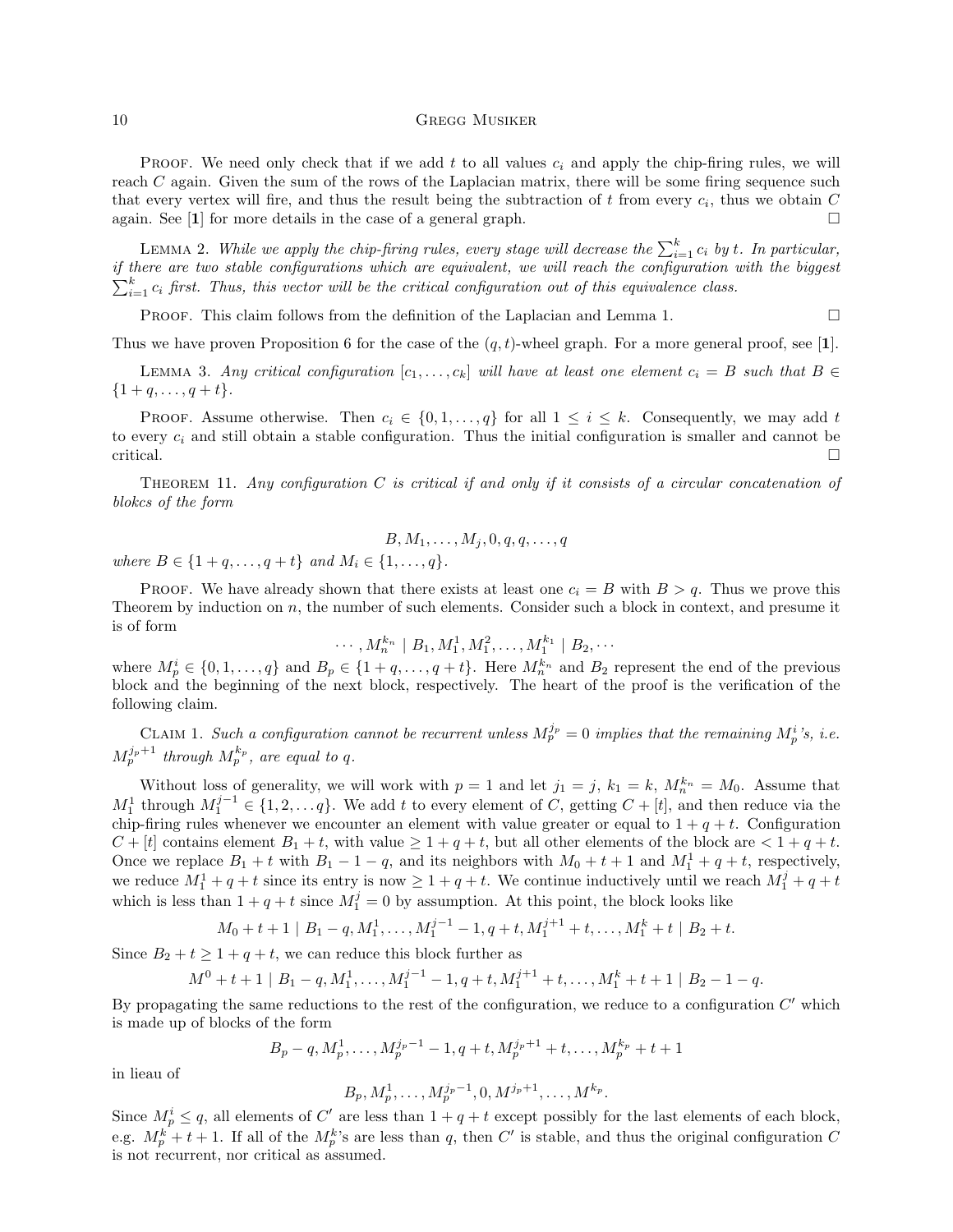PROOF. We need only check that if we add $t$ to all values $c_i$ and apply the chip-firing rules, we will reach $C$ again. Given the sum of the rows of the Laplacian matrix, there will be some firing sequence such that every vertex will fire, and thus the result being the subtraction of $t$ from every $c_i$, thus we obtain $C$ again. See [**1**] for more details in the case of a general graph. □

LEMMA 2. *While we apply the chip-firing rules, every stage will decrease the $\sum_{i=1}^{k} c_i$ by $t$. In particular, if there are two stable configurations which are equivalent, we will reach the configuration with the biggest $\sum_{i=1}^{k} c_i$ first. Thus, this vector will be the critical configuration out of this equivalence class.*

PROOF. This claim follows from the definition of the Laplacian and Lemma 1. □

Thus we have proven Proposition 6 for the case of the $(q, t)$-wheel graph. For a more general proof, see [**1**].

LEMMA 3. *Any critical configuration $[c_1, \ldots, c_k]$ will have at least one element $c_i = B$ such that $B \in \{1 + q, \ldots, q + t\}$.*

PROOF. Assume otherwise. Then $c_i \in \{0, 1, \ldots, q\}$ for all $1 \leq i \leq k$. Consequently, we may add $t$ to every $c_i$ and still obtain a stable configuration. Thus the initial configuration is smaller and cannot be critical. □

THEOREM 11. *Any configuration $C$ is critical if and only if it consists of a circular concatenation of blokcs of the form*

$$B, M_1, \ldots, M_j, 0, q, q, \ldots, q$$

*where $B \in \{1 + q, \ldots, q + t\}$ and $M_i \in \{1, \ldots, q\}$.*

PROOF. We have already shown that there exists at least one $c_i = B$ with $B > q$. Thus we prove this Theorem by induction on $n$, the number of such elements. Consider such a block in context, and presume it is of form

$$\cdots, M_n^{k_n} \mid B_1, M_1^1, M_1^2, \ldots, M_1^{k_1} \mid B_2, \cdots$$

where $M_p^i \in \{0, 1, \ldots, q\}$ and $B_p \in \{1 + q, \ldots, q + t\}$. Here $M_n^{k_n}$ and $B_2$ represent the end of the previous block and the beginning of the next block, respectively. The heart of the proof is the verification of the following claim.

CLAIM 1. *Such a configuration cannot be recurrent unless $M_p^{j_p} = 0$ implies that the remaining $M_p^i$'s, i.e. $M_p^{j_p+1}$ through $M_p^{k_p}$, are equal to $q$.*

Without loss of generality, we will work with $p = 1$ and let $j_1 = j$, $k_1 = k$, $M_n^{k_n} = M_0$. Assume that $M_1^1$ through $M_1^{j-1} \in \{1, 2, \ldots q\}$. We add $t$ to every element of $C$, getting $C + [t]$, and then reduce via the chip-firing rules whenever we encounter an element with value greater or equal to $1 + q + t$. Configuration $C + [t]$ contains element $B_1 + t$, with value $\geq 1 + q + t$, but all other elements of the block are $< 1 + q + t$. Once we replace $B_1 + t$ with $B_1 - 1 - q$, and its neighbors with $M_0 + t + 1$ and $M_1^1 + q + t$, respectively, we reduce $M_1^1 + q + t$ since its entry is now $\geq 1 + q + t$. We continue inductively until we reach $M_1^j + q + t$ which is less than $1 + q + t$ since $M_1^j = 0$ by assumption. At this point, the block looks like

$$M_0 + t + 1 \mid B_1 - q, M_1^1, \ldots, M_1^{j-1} - 1, q + t, M_1^{j+1} + t, \ldots, M_1^k + t \mid B_2 + t.$$

Since $B_2 + t \geq 1 + q + t$, we can reduce this block further as

$$M^0 + t + 1 \mid B_1 - q, M_1^1, \ldots, M_1^{j-1} - 1, q + t, M_1^{j+1} + t, \ldots, M_1^k + t + 1 \mid B_2 - 1 - q.$$

By propagating the same reductions to the rest of the configuration, we reduce to a configuration $C'$ which is made up of blocks of the form

$$B_p - q, M_p^1, \ldots, M_p^{j_p-1} - 1, q + t, M_p^{j_p+1} + t, \ldots, M_p^{k_p} + t + 1$$

in lieau of

$$B_p, M_p^1, \ldots, M_p^{j_p-1}, 0, M^{j_p+1}, \ldots, M^{k_p}.$$

Since $M_p^i \leq q$, all elements of $C'$ are less than $1 + q + t$ except possibly for the last elements of each block, e.g. $M_p^k + t + 1$. If all of the $M_p^k$'s are less than $q$, then $C'$ is stable, and thus the original configuration $C$ is not recurrent, nor critical as assumed.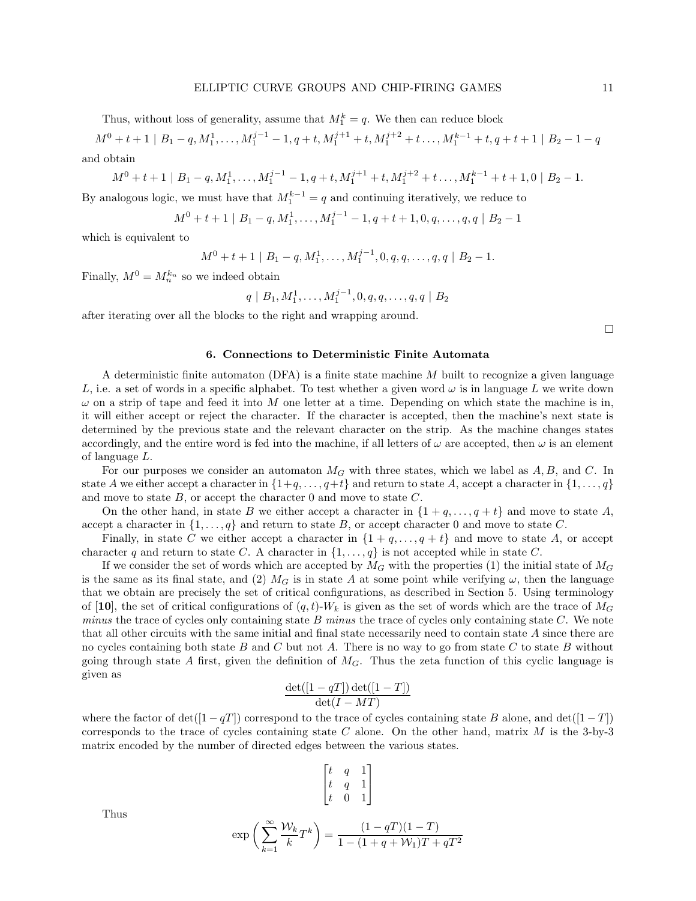Thus, without loss of generality, assume that $M_1^k = q$. We then can reduce block

$$M^0 + t + 1 \mid B_1 - q, M_1^1, \ldots, M_1^{j-1} - 1, q + t, M_1^{j+1} + t, M_1^{j+2} + t \ldots, M_1^{k-1} + t, q + t + 1 \mid B_2 - 1 - q$$

and obtain

$$M^0 + t + 1 \mid B_1 - q, M_1^1, \ldots, M_1^{j-1} - 1, q + t, M_1^{j+1} + t, M_1^{j+2} + t \ldots, M_1^{k-1} + t + 1, 0 \mid B_2 - 1.$$

By analogous logic, we must have that $M_1^{k-1} = q$ and continuing iteratively, we reduce to

$$M^0 + t + 1 \mid B_1 - q, M_1^1, \ldots, M_1^{j-1} - 1, q + t + 1, 0, q, \ldots, q, q \mid B_2 - 1$$

which is equivalent to

$$M^0 + t + 1 \mid B_1 - q, M_1^1, \ldots, M_1^{j-1}, 0, q, q, \ldots, q, q \mid B_2 - 1.$$

Finally, $M^0 = M_n^{k_n}$ so we indeed obtain

$$q \mid B_1, M_1^1, \ldots, M_1^{j-1}, 0, q, q, \ldots, q, q \mid B_2$$

after iterating over all the blocks to the right and wrapping around.

□

## 6. Connections to Deterministic Finite Automata

A deterministic finite automaton (DFA) is a finite state machine $M$ built to recognize a given language $L$, i.e. a set of words in a specific alphabet. To test whether a given word $\omega$ is in language $L$ we write down $\omega$ on a strip of tape and feed it into $M$ one letter at a time. Depending on which state the machine is in, it will either accept or reject the character. If the character is accepted, then the machine's next state is determined by the previous state and the relevant character on the strip. As the machine changes states accordingly, and the entire word is fed into the machine, if all letters of $\omega$ are accepted, then $\omega$ is an element of language $L$.

For our purposes we consider an automaton $M_G$ with three states, which we label as $A, B$, and $C$. In state $A$ we either accept a character in $\{1+q, \ldots, q+t\}$ and return to state $A$, accept a character in $\{1, \ldots, q\}$ and move to state $B$, or accept the character 0 and move to state $C$.

On the other hand, in state $B$ we either accept a character in $\{1 + q, \ldots, q + t\}$ and move to state $A$, accept a character in $\{1, \ldots, q\}$ and return to state $B$, or accept character 0 and move to state $C$.

Finally, in state $C$ we either accept a character in $\{1 + q, \ldots, q + t\}$ and move to state $A$, or accept character $q$ and return to state $C$. A character in $\{1, \ldots, q\}$ is not accepted while in state $C$.

If we consider the set of words which are accepted by $M_G$ with the properties (1) the initial state of $M_G$ is the same as its final state, and (2) $M_G$ is in state $A$ at some point while verifying $\omega$, then the language that we obtain are precisely the set of critical configurations, as described in Section 5. Using terminology of [**10**], the set of critical configurations of $(q, t)$-$W_k$ is given as the set of words which are the trace of $M_G$ *minus* the trace of cycles only containing state $B$ *minus* the trace of cycles only containing state $C$. We note that all other circuits with the same initial and final state necessarily need to contain state $A$ since there are no cycles containing both state $B$ and $C$ but not $A$. There is no way to go from state $C$ to state $B$ without going through state $A$ first, given the definition of $M_G$. Thus the zeta function of this cyclic language is given as

$$\frac{\det([1 - qT])\det([1 - T])}{\det(I - MT)}$$

where the factor of $\det([1 - qT])$ correspond to the trace of cycles containing state $B$ alone, and $\det([1 - T])$ corresponds to the trace of cycles containing state $C$ alone. On the other hand, matrix $M$ is the 3-by-3 matrix encoded by the number of directed edges between the various states.

$$\begin{bmatrix} t & q & 1 \\ t & q & 1 \\ t & 0 & 1 \end{bmatrix}$$

Thus

$$\exp\left(\sum_{k=1}^{\infty} \frac{\mathcal{W}_k}{k} T^k\right) = \frac{(1 - qT)(1 - T)}{1 - (1 + q + \mathcal{W}_1)T + qT^2}$$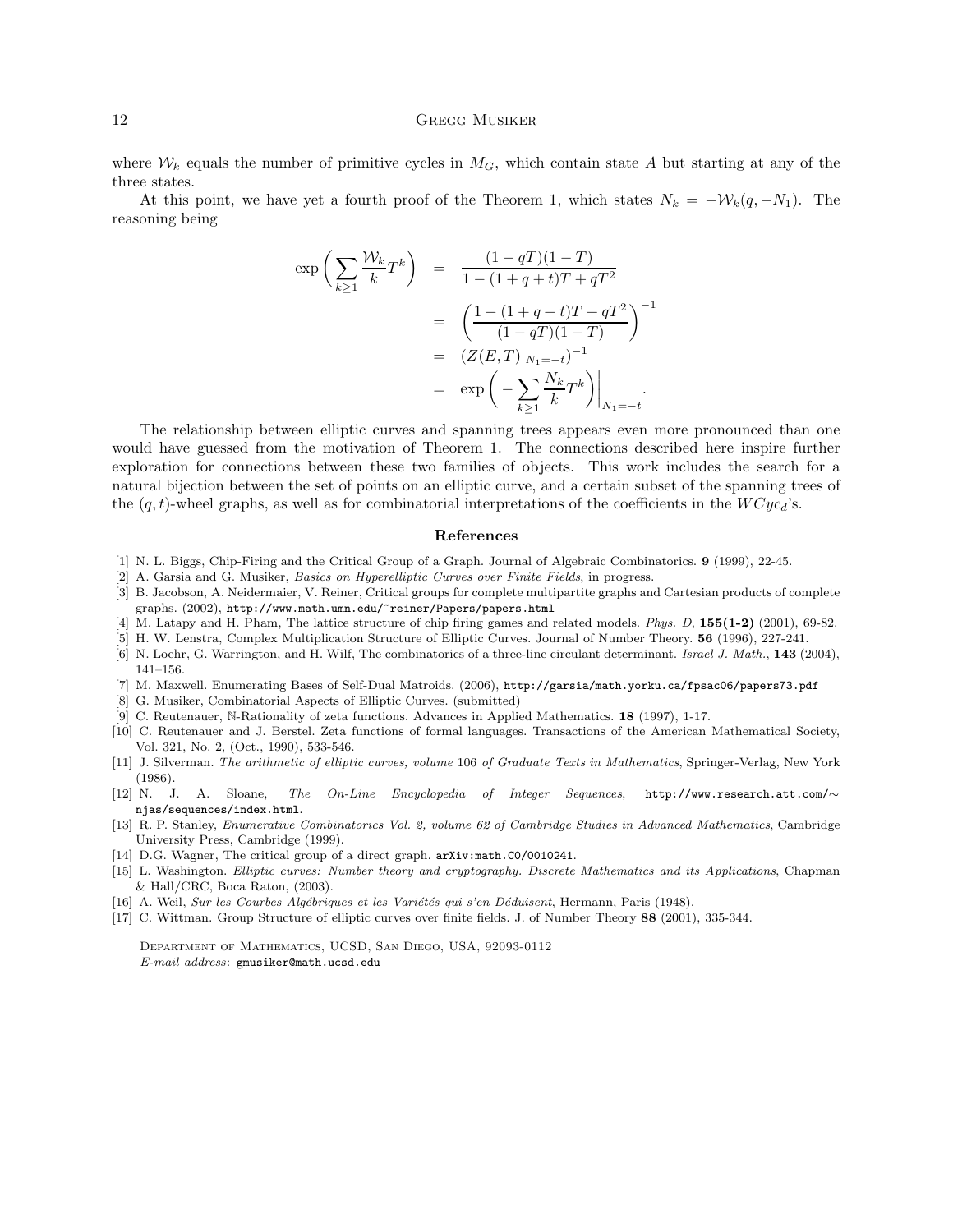where $\mathcal{W}_k$ equals the number of primitive cycles in $M_G$, which contain state $A$ but starting at any of the three states.

At this point, we have yet a fourth proof of the Theorem 1, which states $N_k = -\mathcal{W}_k(q, -N_1)$. The reasoning being

$$
\begin{aligned}
\exp\left(\sum_{k\geq 1} \frac{\mathcal{W}_k}{k} T^k\right) &= \frac{(1-qT)(1-T)}{1-(1+q+t)T+qT^2} \\
&= \left(\frac{1-(1+q+t)T+qT^2}{(1-qT)(1-T)}\right)^{-1} \\
&= \left(Z(E,T)|_{N_1=-t}\right)^{-1} \\
&= \exp\left(-\sum_{k\geq 1} \frac{N_k}{k} T^k\right)\Bigg|_{N_1=-t}.
\end{aligned}
$$

The relationship between elliptic curves and spanning trees appears even more pronounced than one would have guessed from the motivation of Theorem 1. The connections described here inspire further exploration for connections between these two families of objects. This work includes the search for a natural bijection between the set of points on an elliptic curve, and a certain subset of the spanning trees of the $(q,t)$-wheel graphs, as well as for combinatorial interpretations of the coefficients in the $WCyc_d$'s.

## References

[1] N. L. Biggs, Chip-Firing and the Critical Group of a Graph. Journal of Algebraic Combinatorics. **9** (1999), 22-45.

[2] A. Garsia and G. Musiker, *Basics on Hyperelliptic Curves over Finite Fields*, in progress.

[3] B. Jacobson, A. Neidermaier, V. Reiner, Critical groups for complete multipartite graphs and Cartesian products of complete graphs. (2002), http://www.math.umn.edu/~reiner/Papers/papers.html

[4] M. Latapy and H. Pham, The lattice structure of chip firing games and related models. *Phys. D*, **155(1-2)** (2001), 69-82.

[5] H. W. Lenstra, Complex Multiplication Structure of Elliptic Curves. Journal of Number Theory. **56** (1996), 227-241.

[6] N. Loehr, G. Warrington, and H. Wilf, The combinatorics of a three-line circulant determinant. *Israel J. Math.*, **143** (2004), 141–156.

[7] M. Maxwell. Enumerating Bases of Self-Dual Matroids. (2006), http://garsia/math.yorku.ca/fpsac06/papers73.pdf

[8] G. Musiker, Combinatorial Aspects of Elliptic Curves. (submitted)

[9] C. Reutenauer, ℕ-Rationality of zeta functions. Advances in Applied Mathematics. **18** (1997), 1-17.

[10] C. Reutenauer and J. Berstel. Zeta functions of formal languages. Transactions of the American Mathematical Society, Vol. 321, No. 2, (Oct., 1990), 533-546.

[11] J. Silverman. *The arithmetic of elliptic curves, volume* 106 *of Graduate Texts in Mathematics*, Springer-Verlag, New York (1986).

[12] N. J. A. Sloane, *The On-Line Encyclopedia of Integer Sequences*, http://www.research.att.com/∼njas/sequences/index.html.

[13] R. P. Stanley, *Enumerative Combinatorics Vol. 2, volume 62 of Cambridge Studies in Advanced Mathematics*, Cambridge University Press, Cambridge (1999).

[14] D.G. Wagner, The critical group of a direct graph. arXiv:math.CO/0010241.

[15] L. Washington. *Elliptic curves: Number theory and cryptography. Discrete Mathematics and its Applications*, Chapman & Hall/CRC, Boca Raton, (2003).

[16] A. Weil, *Sur les Courbes Algébriques et les Variétés qui s'en Déduisent*, Hermann, Paris (1948).

[17] C. Wittman. Group Structure of elliptic curves over finite fields. J. of Number Theory **88** (2001), 335-344.

Department of Mathematics, UCSD, San Diego, USA, 92093-0112
*E-mail address*: gmusiker@math.ucsd.edu